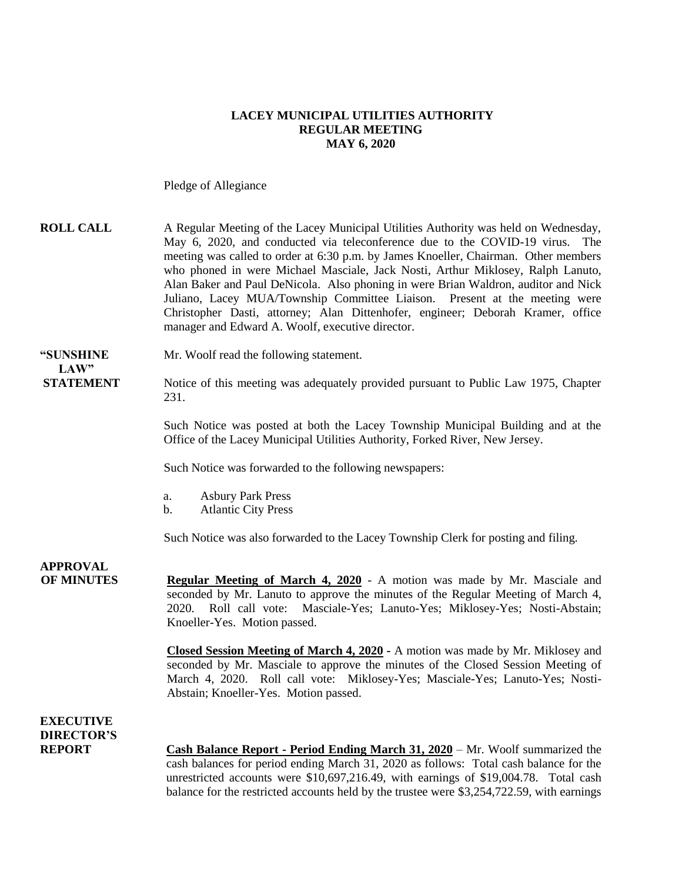**LACEY MUNICIPAL UTILITIES AUTHORITY**
**REGULAR MEETING**
**MAY 6, 2020**

Pledge of Allegiance

**ROLL CALL** A Regular Meeting of the Lacey Municipal Utilities Authority was held on Wednesday, May 6, 2020, and conducted via teleconference due to the COVID-19 virus. The meeting was called to order at 6:30 p.m. by James Knoeller, Chairman. Other members who phoned in were Michael Masciale, Jack Nosti, Arthur Miklosey, Ralph Lanuto, Alan Baker and Paul DeNicola. Also phoning in were Brian Waldron, auditor and Nick Juliano, Lacey MUA/Township Committee Liaison. Present at the meeting were Christopher Dasti, attorney; Alan Dittenhofer, engineer; Deborah Kramer, office manager and Edward A. Woolf, executive director.

**"SUNSHINE LAW" STATEMENT** Mr. Woolf read the following statement.

Notice of this meeting was adequately provided pursuant to Public Law 1975, Chapter 231.

Such Notice was posted at both the Lacey Township Municipal Building and at the Office of the Lacey Municipal Utilities Authority, Forked River, New Jersey.

Such Notice was forwarded to the following newspapers:

a. Asbury Park Press
b. Atlantic City Press

Such Notice was also forwarded to the Lacey Township Clerk for posting and filing.

**APPROVAL OF MINUTES** **Regular Meeting of March 4, 2020** - A motion was made by Mr. Masciale and seconded by Mr. Lanuto to approve the minutes of the Regular Meeting of March 4, 2020. Roll call vote: Masciale-Yes; Lanuto-Yes; Miklosey-Yes; Nosti-Abstain; Knoeller-Yes. Motion passed.

**Closed Session Meeting of March 4, 2020** - A motion was made by Mr. Miklosey and seconded by Mr. Masciale to approve the minutes of the Closed Session Meeting of March 4, 2020. Roll call vote: Miklosey-Yes; Masciale-Yes; Lanuto-Yes; Nosti-Abstain; Knoeller-Yes. Motion passed.

**EXECUTIVE DIRECTOR'S REPORT** **Cash Balance Report - Period Ending March 31, 2020** – Mr. Woolf summarized the cash balances for period ending March 31, 2020 as follows: Total cash balance for the unrestricted accounts were $10,697,216.49, with earnings of $19,004.78. Total cash balance for the restricted accounts held by the trustee were $3,254,722.59, with earnings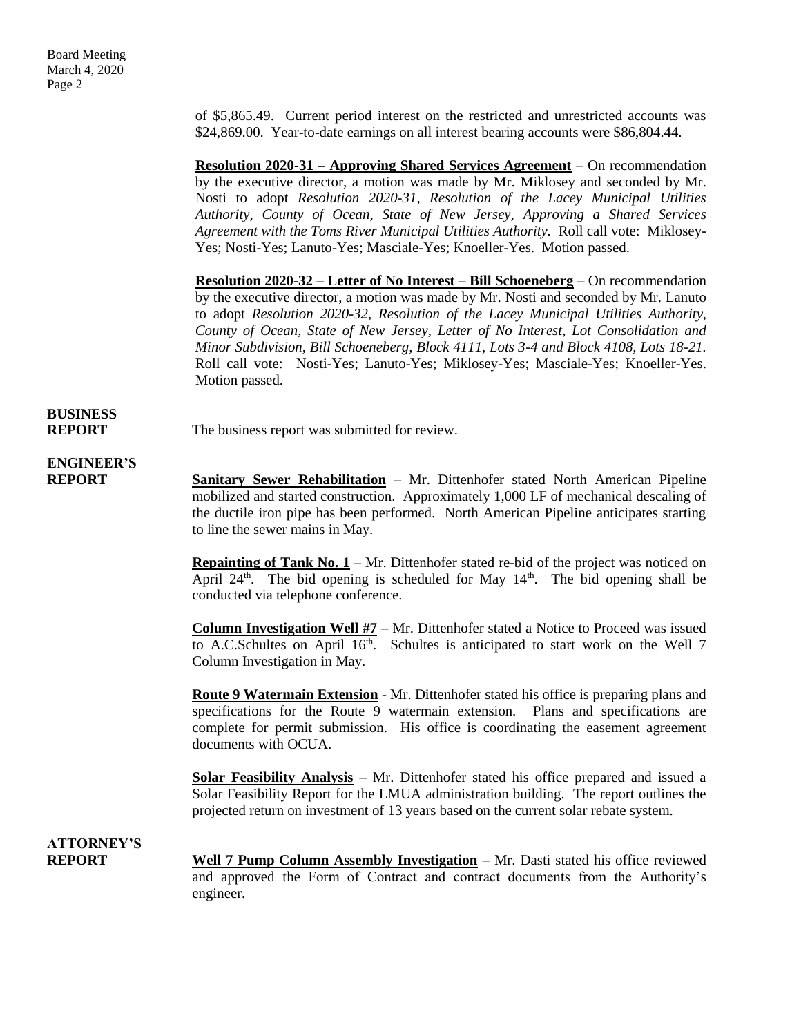of $5,865.49. Current period interest on the restricted and unrestricted accounts was $24,869.00. Year-to-date earnings on all interest bearing accounts were $86,804.44.

**Resolution 2020-31 – Approving Shared Services Agreement** – On recommendation by the executive director, a motion was made by Mr. Miklosey and seconded by Mr. Nosti to adopt *Resolution 2020-31, Resolution of the Lacey Municipal Utilities Authority, County of Ocean, State of New Jersey, Approving a Shared Services Agreement with the Toms River Municipal Utilities Authority.* Roll call vote: Miklosey-Yes; Nosti-Yes; Lanuto-Yes; Masciale-Yes; Knoeller-Yes. Motion passed.

**Resolution 2020-32 – Letter of No Interest – Bill Schoeneberg** – On recommendation by the executive director, a motion was made by Mr. Nosti and seconded by Mr. Lanuto to adopt *Resolution 2020-32, Resolution of the Lacey Municipal Utilities Authority, County of Ocean, State of New Jersey, Letter of No Interest, Lot Consolidation and Minor Subdivision, Bill Schoeneberg, Block 4111, Lots 3-4 and Block 4108, Lots 18-21.* Roll call vote: Nosti-Yes; Lanuto-Yes; Miklosey-Yes; Masciale-Yes; Knoeller-Yes. Motion passed.

**BUSINESS REPORT**

The business report was submitted for review.

**ENGINEER'S REPORT**

**Sanitary Sewer Rehabilitation** – Mr. Dittenhofer stated North American Pipeline mobilized and started construction. Approximately 1,000 LF of mechanical descaling of the ductile iron pipe has been performed. North American Pipeline anticipates starting to line the sewer mains in May.

**Repainting of Tank No. 1** – Mr. Dittenhofer stated re-bid of the project was noticed on April 24th. The bid opening is scheduled for May 14th. The bid opening shall be conducted via telephone conference.

**Column Investigation Well #7** – Mr. Dittenhofer stated a Notice to Proceed was issued to A.C.Schultes on April 16th. Schultes is anticipated to start work on the Well 7 Column Investigation in May.

**Route 9 Watermain Extension** - Mr. Dittenhofer stated his office is preparing plans and specifications for the Route 9 watermain extension. Plans and specifications are complete for permit submission. His office is coordinating the easement agreement documents with OCUA.

**Solar Feasibility Analysis** – Mr. Dittenhofer stated his office prepared and issued a Solar Feasibility Report for the LMUA administration building. The report outlines the projected return on investment of 13 years based on the current solar rebate system.

**ATTORNEY'S REPORT**

**Well 7 Pump Column Assembly Investigation** – Mr. Dasti stated his office reviewed and approved the Form of Contract and contract documents from the Authority's engineer.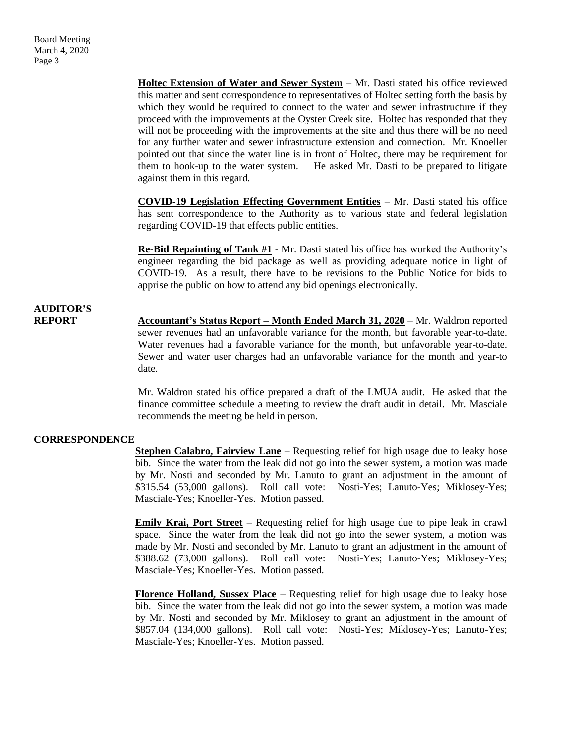**Holtec Extension of Water and Sewer System** – Mr. Dasti stated his office reviewed this matter and sent correspondence to representatives of Holtec setting forth the basis by which they would be required to connect to the water and sewer infrastructure if they proceed with the improvements at the Oyster Creek site. Holtec has responded that they will not be proceeding with the improvements at the site and thus there will be no need for any further water and sewer infrastructure extension and connection. Mr. Knoeller pointed out that since the water line is in front of Holtec, there may be requirement for them to hook-up to the water system. He asked Mr. Dasti to be prepared to litigate against them in this regard.

**COVID-19 Legislation Effecting Government Entities** – Mr. Dasti stated his office has sent correspondence to the Authority as to various state and federal legislation regarding COVID-19 that effects public entities.

**Re-Bid Repainting of Tank #1** - Mr. Dasti stated his office has worked the Authority's engineer regarding the bid package as well as providing adequate notice in light of COVID-19. As a result, there have to be revisions to the Public Notice for bids to apprise the public on how to attend any bid openings electronically.

**AUDITOR'S REPORT**

**Accountant's Status Report – Month Ended March 31, 2020** – Mr. Waldron reported sewer revenues had an unfavorable variance for the month, but favorable year-to-date. Water revenues had a favorable variance for the month, but unfavorable year-to-date. Sewer and water user charges had an unfavorable variance for the month and year-to date.

Mr. Waldron stated his office prepared a draft of the LMUA audit. He asked that the finance committee schedule a meeting to review the draft audit in detail. Mr. Masciale recommends the meeting be held in person.

**CORRESPONDENCE**

**Stephen Calabro, Fairview Lane** – Requesting relief for high usage due to leaky hose bib. Since the water from the leak did not go into the sewer system, a motion was made by Mr. Nosti and seconded by Mr. Lanuto to grant an adjustment in the amount of \$315.54 (53,000 gallons). Roll call vote: Nosti-Yes; Lanuto-Yes; Miklosey-Yes; Masciale-Yes; Knoeller-Yes. Motion passed.

**Emily Krai, Port Street** – Requesting relief for high usage due to pipe leak in crawl space. Since the water from the leak did not go into the sewer system, a motion was made by Mr. Nosti and seconded by Mr. Lanuto to grant an adjustment in the amount of \$388.62 (73,000 gallons). Roll call vote: Nosti-Yes; Lanuto-Yes; Miklosey-Yes; Masciale-Yes; Knoeller-Yes. Motion passed.

**Florence Holland, Sussex Place** – Requesting relief for high usage due to leaky hose bib. Since the water from the leak did not go into the sewer system, a motion was made by Mr. Nosti and seconded by Mr. Miklosey to grant an adjustment in the amount of \$857.04 (134,000 gallons). Roll call vote: Nosti-Yes; Miklosey-Yes; Lanuto-Yes; Masciale-Yes; Knoeller-Yes. Motion passed.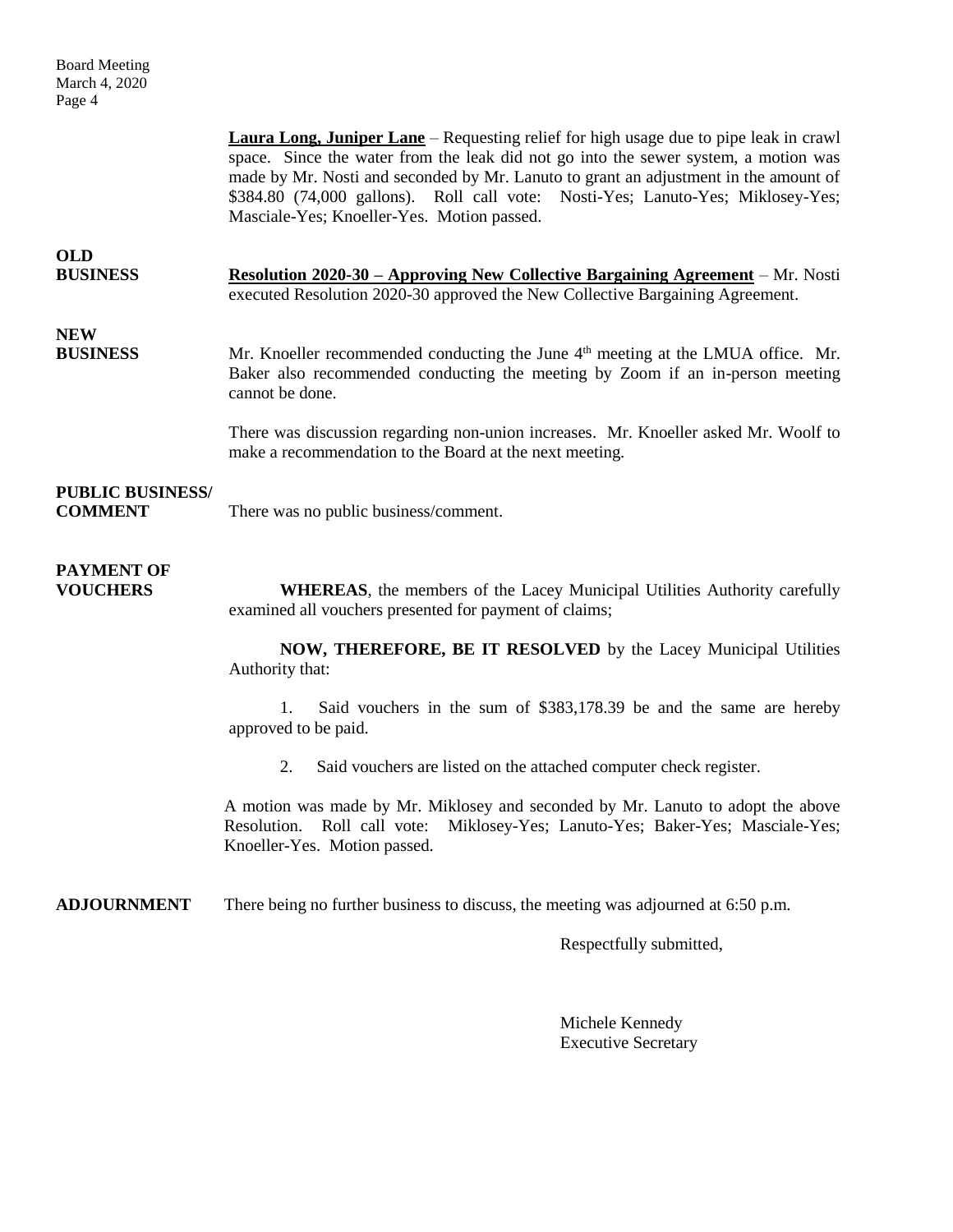**Laura Long, Juniper Lane** – Requesting relief for high usage due to pipe leak in crawl space. Since the water from the leak did not go into the sewer system, a motion was made by Mr. Nosti and seconded by Mr. Lanuto to grant an adjustment in the amount of $384.80 (74,000 gallons). Roll call vote: Nosti-Yes; Lanuto-Yes; Miklosey-Yes; Masciale-Yes; Knoeller-Yes. Motion passed.

**OLD BUSINESS**

**Resolution 2020-30 – Approving New Collective Bargaining Agreement** – Mr. Nosti executed Resolution 2020-30 approved the New Collective Bargaining Agreement.

**NEW BUSINESS**

Mr. Knoeller recommended conducting the June 4th meeting at the LMUA office. Mr. Baker also recommended conducting the meeting by Zoom if an in-person meeting cannot be done.

There was discussion regarding non-union increases. Mr. Knoeller asked Mr. Woolf to make a recommendation to the Board at the next meeting.

**PUBLIC BUSINESS/ COMMENT**

There was no public business/comment.

**PAYMENT OF VOUCHERS**

**WHEREAS**, the members of the Lacey Municipal Utilities Authority carefully examined all vouchers presented for payment of claims;

**NOW, THEREFORE, BE IT RESOLVED** by the Lacey Municipal Utilities Authority that:

1. Said vouchers in the sum of $383,178.39 be and the same are hereby approved to be paid.

2. Said vouchers are listed on the attached computer check register.

A motion was made by Mr. Miklosey and seconded by Mr. Lanuto to adopt the above Resolution. Roll call vote: Miklosey-Yes; Lanuto-Yes; Baker-Yes; Masciale-Yes; Knoeller-Yes. Motion passed.

**ADJOURNMENT**

There being no further business to discuss, the meeting was adjourned at 6:50 p.m.

Respectfully submitted,

Michele Kennedy
Executive Secretary